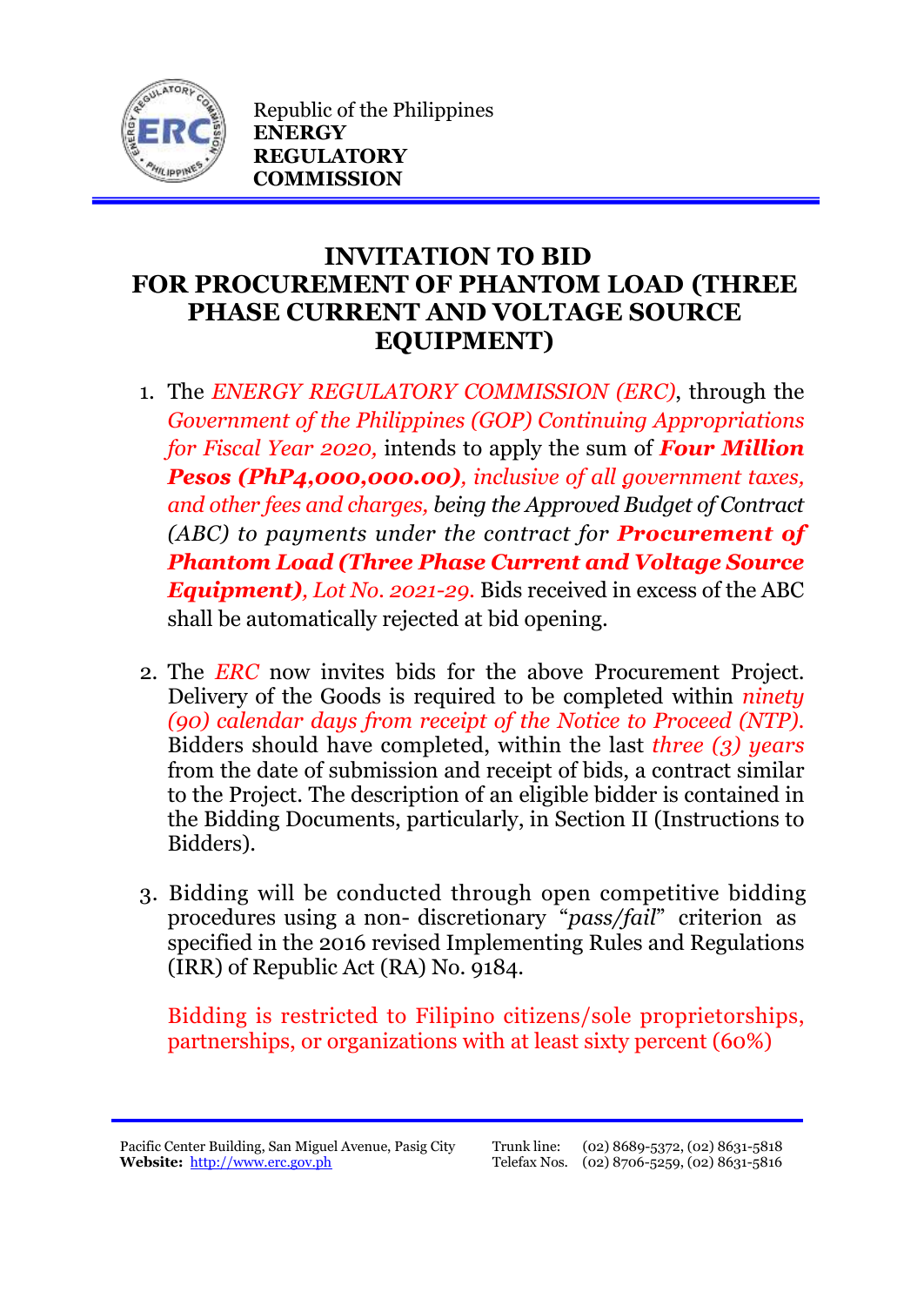Republic of the Philippines
**ENERGY REGULATORY COMMISSION**

# INVITATION TO BID FOR PROCUREMENT OF PHANTOM LOAD (THREE PHASE CURRENT AND VOLTAGE SOURCE EQUIPMENT)

1. The *ENERGY REGULATORY COMMISSION (ERC)*, through the *Government of the Philippines (GOP) Continuing Appropriations for Fiscal Year 2020,* intends to apply the sum of ***Four Million Pesos (PhP4,000,000.00)****, inclusive of all government taxes, and other fees and charges,* *being the Approved Budget of Contract (ABC) to payments under the contract for* ***Procurement of Phantom Load (Three Phase Current and Voltage Source Equipment)****, Lot No. 2021-29*. Bids received in excess of the ABC shall be automatically rejected at bid opening.

2. The *ERC* now invites bids for the above Procurement Project. Delivery of the Goods is required to be completed within *ninety (90) calendar days from receipt of the Notice to Proceed (NTP).* Bidders should have completed, within the last *three (3) years* from the date of submission and receipt of bids, a contract similar to the Project. The description of an eligible bidder is contained in the Bidding Documents, particularly, in Section II (Instructions to Bidders).

3. Bidding will be conducted through open competitive bidding procedures using a non- discretionary "*pass/fail*" criterion as specified in the 2016 revised Implementing Rules and Regulations (IRR) of Republic Act (RA) No. 9184.

   Bidding is restricted to Filipino citizens/sole proprietorships, partnerships, or organizations with at least sixty percent (60%)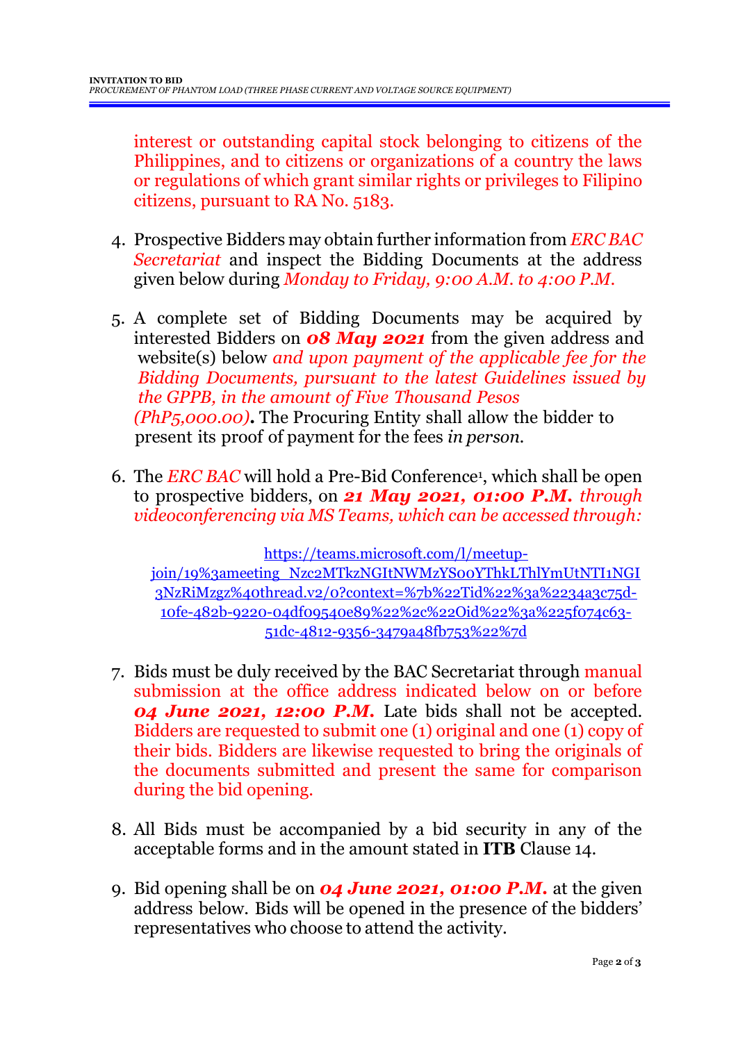interest or outstanding capital stock belonging to citizens of the Philippines, and to citizens or organizations of a country the laws or regulations of which grant similar rights or privileges to Filipino citizens, pursuant to RA No. 5183.

4. Prospective Bidders may obtain further information from *ERC BAC Secretariat* and inspect the Bidding Documents at the address given below during *Monday to Friday, 9:00 A.M. to 4:00 P.M.*

5. A complete set of Bidding Documents may be acquired by interested Bidders on ***08 May 2021*** from the given address and website(s) below *and upon payment of the applicable fee for the Bidding Documents, pursuant to the latest Guidelines issued by the GPPB, in the amount of Five Thousand Pesos (PhP5,000.00)***.** The Procuring Entity shall allow the bidder to present its proof of payment for the fees *in person.*

6. The *ERC BAC* will hold a Pre-Bid Conference[1], which shall be open to prospective bidders, on ***21 May 2021, 01:00 P.M.*** *through videoconferencing via MS Teams, which can be accessed through:*

   https://teams.microsoft.com/l/meetup-join/19%3ameeting_Nzc2MTkzNGItNWMzYS00YThkLThlYmUtNTI1NGI3NzRiMzgz%40thread.v2/0?context=%7b%22Tid%22%3a%2234a3c75d-10fe-482b-9220-04df09540e89%22%2c%22Oid%22%3a%225f074c63-51dc-4812-9356-3479a48fb753%22%7d

7. Bids must be duly received by the BAC Secretariat through manual submission at the office address indicated below on or before ***04 June 2021, 12:00 P.M.*** Late bids shall not be accepted. Bidders are requested to submit one (1) original and one (1) copy of their bids. Bidders are likewise requested to bring the originals of the documents submitted and present the same for comparison during the bid opening.

8. All Bids must be accompanied by a bid security in any of the acceptable forms and in the amount stated in **ITB** Clause 14.

9. Bid opening shall be on ***04 June 2021, 01:00 P.M.*** at the given address below. Bids will be opened in the presence of the bidders' representatives who choose to attend the activity.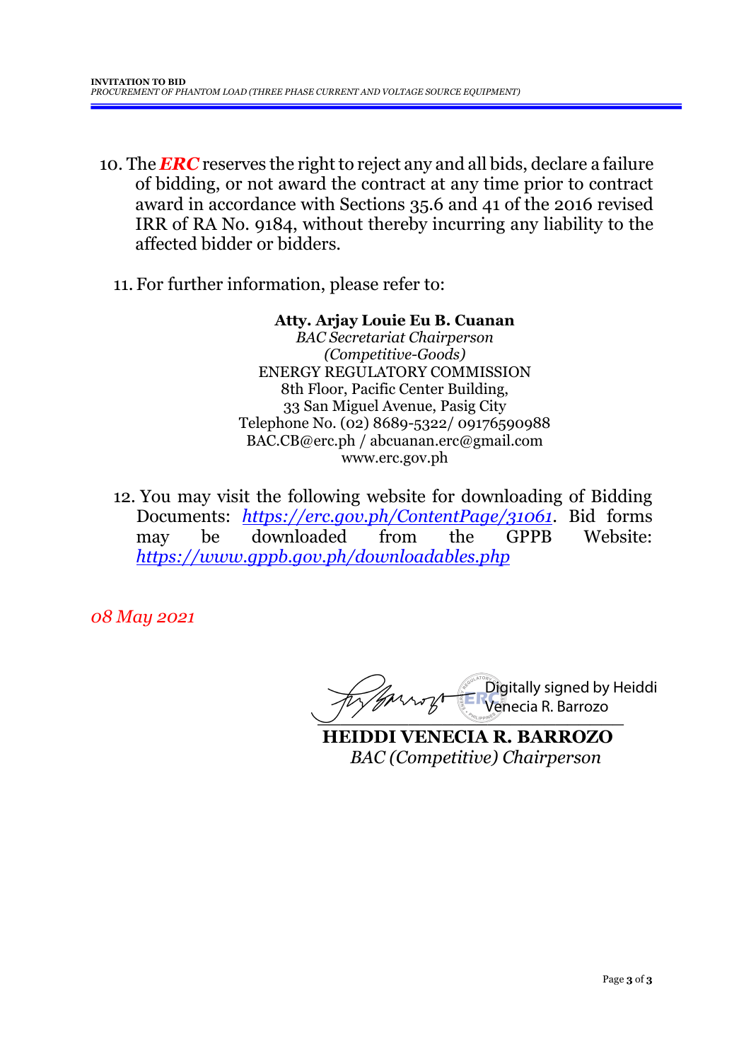10. The ***ERC*** reserves the right to reject any and all bids, declare a failure of bidding, or not award the contract at any time prior to contract award in accordance with Sections 35.6 and 41 of the 2016 revised IRR of RA No. 9184, without thereby incurring any liability to the affected bidder or bidders.

11. For further information, please refer to:

**Atty. Arjay Louie Eu B. Cuanan**
*BAC Secretariat Chairperson*
*(Competitive-Goods)*
ENERGY REGULATORY COMMISSION
8th Floor, Pacific Center Building,
33 San Miguel Avenue, Pasig City
Telephone No. (02) 8689-5322/ 09176590988
BAC.CB@erc.ph / abcuanan.erc@gmail.com
www.erc.gov.ph

12. You may visit the following website for downloading of Bidding Documents: *https://erc.gov.ph/ContentPage/31061*. Bid forms may be downloaded from the GPPB Website: *https://www.gppb.gov.ph/downloadables.php*

*08 May 2021*

Digitally signed by Heiddi Venecia R. Barrozo

**HEIDDI VENECIA R. BARROZO**
*BAC (Competitive) Chairperson*